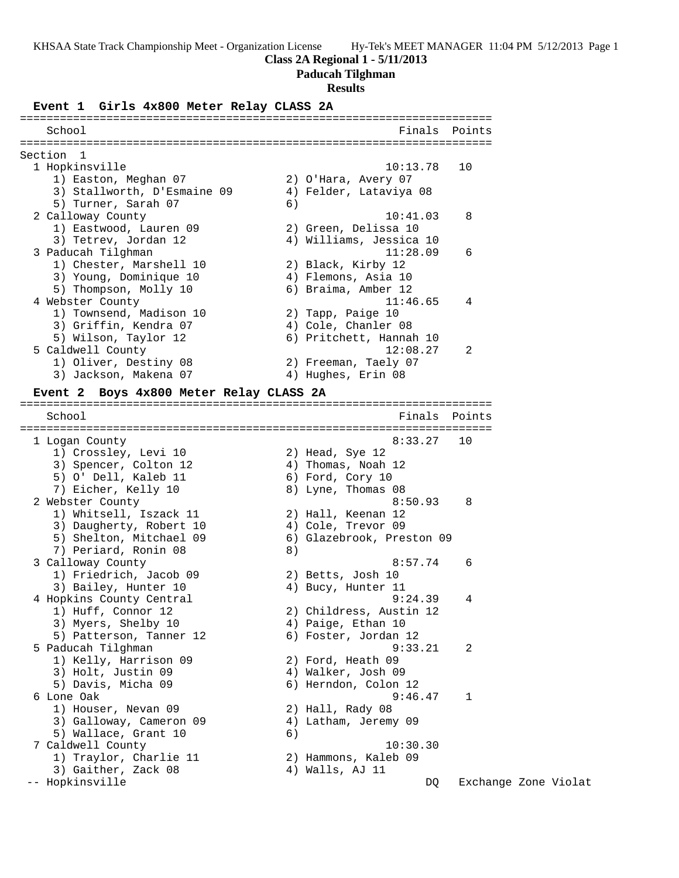KHSAA State Track Championship Meet - Organization License Hy-Tek's MEET MANAGER 11:04 PM 5/12/2013 Page 1

**Class 2A Regional 1 - 5/11/2013**

**Paducah Tilghman**

**Results**

### Event 1 Girls 4x800 Meter Relay CLASS 2A

```
=======================================================================
    School                                               Finals  Points
=======================================================================
Section  1
  1 Hopkinsville                                       10:13.78   10
     1) Easton, Meghan 07               2) O'Hara, Avery 07
     3) Stallworth, D'Esmaine 09        4) Felder, Lataviya 08
     5) Turner, Sarah 07                6)
  2 Calloway County                                    10:41.03    8
     1) Eastwood, Lauren 09             2) Green, Delissa 10
     3) Tetrev, Jordan 12               4) Williams, Jessica 10
  3 Paducah Tilghman                                   11:28.09    6
     1) Chester, Marshell 10            2) Black, Kirby 12
     3) Young, Dominique 10             4) Flemons, Asia 10
     5) Thompson, Molly 10              6) Braima, Amber 12
  4 Webster County                                     11:46.65    4
     1) Townsend, Madison 10            2) Tapp, Paige 10
     3) Griffin, Kendra 07              4) Cole, Chanler 08
     5) Wilson, Taylor 12               6) Pritchett, Hannah 10
  5 Caldwell County                                    12:08.27    2
     1) Oliver, Destiny 08              2) Freeman, Taely 07
     3) Jackson, Makena 07              4) Hughes, Erin 08
```

### Event 2 Boys 4x800 Meter Relay CLASS 2A

```
=======================================================================
    School                                               Finals  Points
=======================================================================
  1 Logan County                                        8:33.27   10
     1) Crossley, Levi 10               2) Head, Sye 12
     3) Spencer, Colton 12              4) Thomas, Noah 12
     5) O' Dell, Kaleb 11               6) Ford, Cory 10
     7) Eicher, Kelly 10                8) Lyne, Thomas 08
  2 Webster County                                      8:50.93    8
     1) Whitsell, Iszack 11             2) Hall, Keenan 12
     3) Daugherty, Robert 10            4) Cole, Trevor 09
     5) Shelton, Mitchael 09            6) Glazebrook, Preston 09
     7) Periard, Ronin 08               8)
  3 Calloway County                                     8:57.74    6
     1) Friedrich, Jacob 09             2) Betts, Josh 10
     3) Bailey, Hunter 10               4) Bucy, Hunter 11
  4 Hopkins County Central                              9:24.39    4
     1) Huff, Connor 12                 2) Childress, Austin 12
     3) Myers, Shelby 10                4) Paige, Ethan 10
     5) Patterson, Tanner 12            6) Foster, Jordan 12
  5 Paducah Tilghman                                    9:33.21    2
     1) Kelly, Harrison 09              2) Ford, Heath 09
     3) Holt, Justin 09                 4) Walker, Josh 09
     5) Davis, Micha 09                 6) Herndon, Colon 12
  6 Lone Oak                                            9:46.47    1
     1) Houser, Nevan 09                2) Hall, Rady 08
     3) Galloway, Cameron 09            4) Latham, Jeremy 09
     5) Wallace, Grant 10               6)
  7 Caldwell County                                    10:30.30
     1) Traylor, Charlie 11             2) Hammons, Kaleb 09
     3) Gaither, Zack 08                4) Walls, AJ 11
 -- Hopkinsville                                            DQ    Exchange Zone Violat
```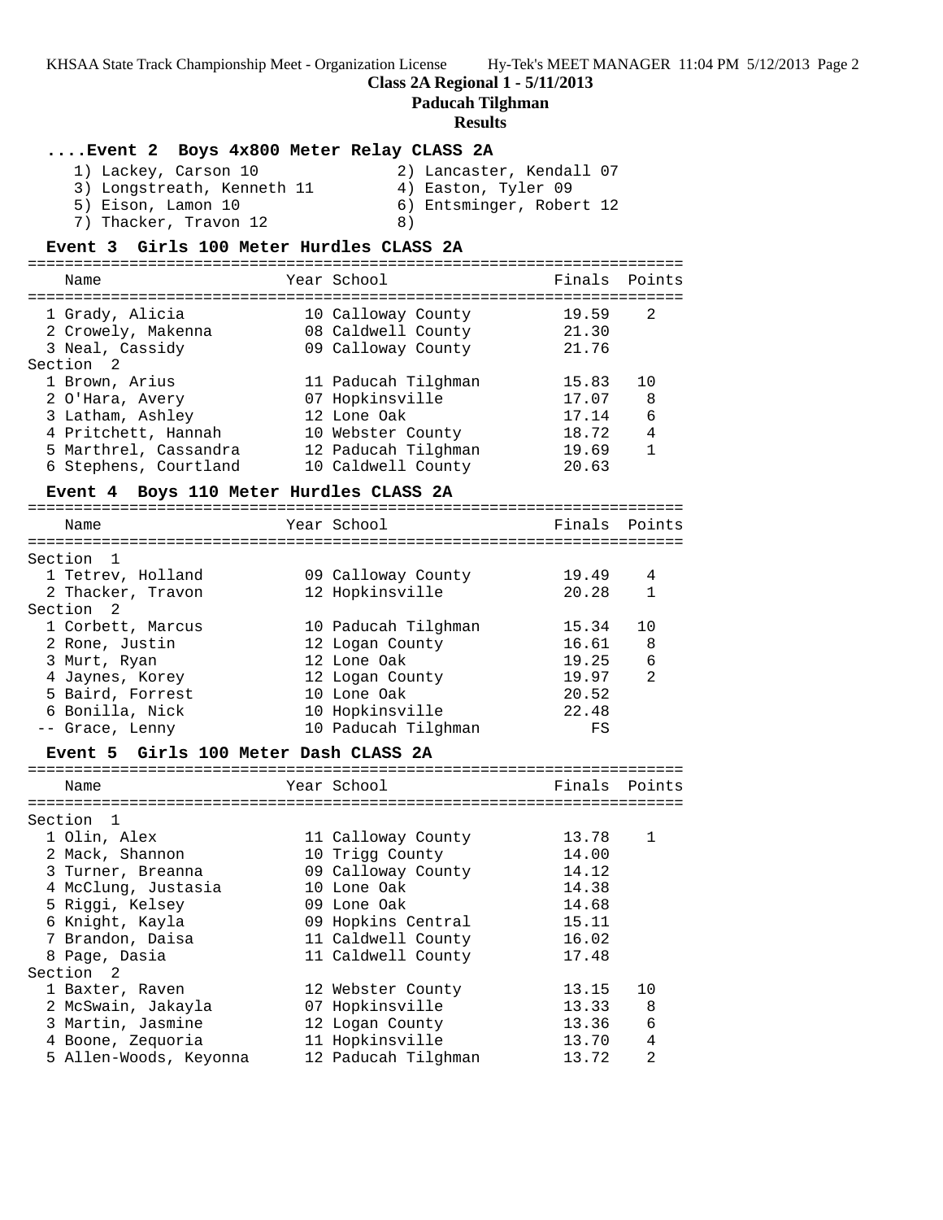**Class 2A Regional 1 - 5/11/2013**
**Paducah Tilghman**
**Results**

### ....Event 2 Boys 4x800 Meter Relay CLASS 2A

1) Lackey, Carson 10
2) Lancaster, Kendall 07
3) Longstreath, Kenneth 11
4) Easton, Tyler 09
5) Eison, Lamon 10
6) Entsminger, Robert 12
7) Thacker, Travon 12
8)

### Event 3 Girls 100 Meter Hurdles CLASS 2A

| | Name | Year | School | Finals | Points |
|---|---|---|---|---|---|
| 1 | Grady, Alicia | 10 | Calloway County | 19.59 | 2 |
| 2 | Crowely, Makenna | 08 | Caldwell County | 21.30 | |
| 3 | Neal, Cassidy | 09 | Calloway County | 21.76 | |
| **Section 2** | | | | | |
| 1 | Brown, Arius | 11 | Paducah Tilghman | 15.83 | 10 |
| 2 | O'Hara, Avery | 07 | Hopkinsville | 17.07 | 8 |
| 3 | Latham, Ashley | 12 | Lone Oak | 17.14 | 6 |
| 4 | Pritchett, Hannah | 10 | Webster County | 18.72 | 4 |
| 5 | Marthrel, Cassandra | 12 | Paducah Tilghman | 19.69 | 1 |
| 6 | Stephens, Courtland | 10 | Caldwell County | 20.63 | |

### Event 4 Boys 110 Meter Hurdles CLASS 2A

| | Name | Year | School | Finals | Points |
|---|---|---|---|---|---|
| **Section 1** | | | | | |
| 1 | Tetrev, Holland | 09 | Calloway County | 19.49 | 4 |
| 2 | Thacker, Travon | 12 | Hopkinsville | 20.28 | 1 |
| **Section 2** | | | | | |
| 1 | Corbett, Marcus | 10 | Paducah Tilghman | 15.34 | 10 |
| 2 | Rone, Justin | 12 | Logan County | 16.61 | 8 |
| 3 | Murt, Ryan | 12 | Lone Oak | 19.25 | 6 |
| 4 | Jaynes, Korey | 12 | Logan County | 19.97 | 2 |
| 5 | Baird, Forrest | 10 | Lone Oak | 20.52 | |
| 6 | Bonilla, Nick | 10 | Hopkinsville | 22.48 | |
| -- | Grace, Lenny | 10 | Paducah Tilghman | FS | |

### Event 5 Girls 100 Meter Dash CLASS 2A

| | Name | Year | School | Finals | Points |
|---|---|---|---|---|---|
| **Section 1** | | | | | |
| 1 | Olin, Alex | 11 | Calloway County | 13.78 | 1 |
| 2 | Mack, Shannon | 10 | Trigg County | 14.00 | |
| 3 | Turner, Breanna | 09 | Calloway County | 14.12 | |
| 4 | McClung, Justasia | 10 | Lone Oak | 14.38 | |
| 5 | Riggi, Kelsey | 09 | Lone Oak | 14.68 | |
| 6 | Knight, Kayla | 09 | Hopkins Central | 15.11 | |
| 7 | Brandon, Daisa | 11 | Caldwell County | 16.02 | |
| 8 | Page, Dasia | 11 | Caldwell County | 17.48 | |
| **Section 2** | | | | | |
| 1 | Baxter, Raven | 12 | Webster County | 13.15 | 10 |
| 2 | McSwain, Jakayla | 07 | Hopkinsville | 13.33 | 8 |
| 3 | Martin, Jasmine | 12 | Logan County | 13.36 | 6 |
| 4 | Boone, Zequoria | 11 | Hopkinsville | 13.70 | 4 |
| 5 | Allen-Woods, Keyonna | 12 | Paducah Tilghman | 13.72 | 2 |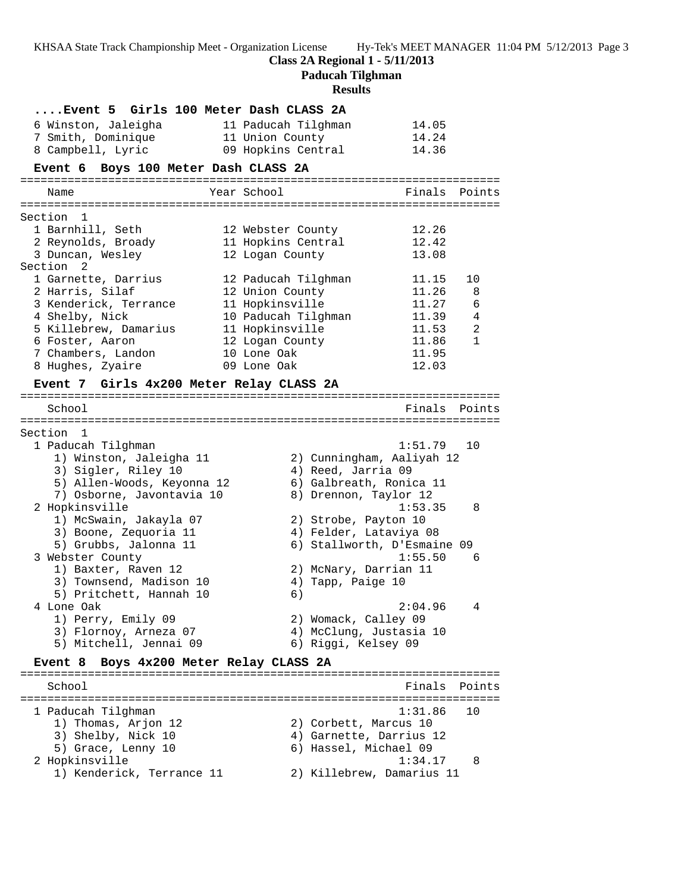**Class 2A Regional 1 - 5/11/2013**

**Paducah Tilghman**

**Results**

### ....Event 5 Girls 100 Meter Dash CLASS 2A

| Place | Name | Year | School | Finals | Points |
|---|---|---|---|---|---|
| 6 | Winston, Jaleigha | 11 | Paducah Tilghman | 14.05 | |
| 7 | Smith, Dominique | 11 | Union County | 14.24 | |
| 8 | Campbell, Lyric | 09 | Hopkins Central | 14.36 | |

### Event 6 Boys 100 Meter Dash CLASS 2A

| Place | Name | Year | School | Finals | Points |
|---|---|---|---|---|---|
| **Section 1** | | | | | |
| 1 | Barnhill, Seth | 12 | Webster County | 12.26 | |
| 2 | Reynolds, Broady | 11 | Hopkins Central | 12.42 | |
| 3 | Duncan, Wesley | 12 | Logan County | 13.08 | |
| **Section 2** | | | | | |
| 1 | Garnette, Darrius | 12 | Paducah Tilghman | 11.15 | 10 |
| 2 | Harris, Silaf | 12 | Union County | 11.26 | 8 |
| 3 | Kenderick, Terrance | 11 | Hopkinsville | 11.27 | 6 |
| 4 | Shelby, Nick | 10 | Paducah Tilghman | 11.39 | 4 |
| 5 | Killebrew, Damarius | 11 | Hopkinsville | 11.53 | 2 |
| 6 | Foster, Aaron | 12 | Logan County | 11.86 | 1 |
| 7 | Chambers, Landon | 10 | Lone Oak | 11.95 | |
| 8 | Hughes, Zyaire | 09 | Lone Oak | 12.03 | |

### Event 7 Girls 4x200 Meter Relay CLASS 2A

| Place | School | Finals | Points |
|---|---|---|---|
| **Section 1** | | | |
| 1 | Paducah Tilghman | 1:51.79 | 10 |
| 2 | Hopkinsville | 1:53.35 | 8 |
| 3 | Webster County | 1:55.50 | 6 |
| 4 | Lone Oak | 2:04.96 | 4 |

**1 Paducah Tilghman** — 1) Winston, Jaleigha 11; 2) Cunningham, Aaliyah 12; 3) Sigler, Riley 10; 4) Reed, Jarria 09; 5) Allen-Woods, Keyonna 12; 6) Galbreath, Ronica 11; 7) Osborne, Javontavia 10; 8) Drennon, Taylor 12

**2 Hopkinsville** — 1) McSwain, Jakayla 07; 2) Strobe, Payton 10; 3) Boone, Zequoria 11; 4) Felder, Lataviya 08; 5) Grubbs, Jalonna 11; 6) Stallworth, D'Esmaine 09

**3 Webster County** — 1) Baxter, Raven 12; 2) McNary, Darrian 11; 3) Townsend, Madison 10; 4) Tapp, Paige 10; 5) Pritchett, Hannah 10; 6)

**4 Lone Oak** — 1) Perry, Emily 09; 2) Womack, Calley 09; 3) Flornoy, Arneza 07; 4) McClung, Justasia 10; 5) Mitchell, Jennai 09; 6) Riggi, Kelsey 09

### Event 8 Boys 4x200 Meter Relay CLASS 2A

| Place | School | Finals | Points |
|---|---|---|---|
| 1 | Paducah Tilghman | 1:31.86 | 10 |
| 2 | Hopkinsville | 1:34.17 | 8 |

**1 Paducah Tilghman** — 1) Thomas, Arjon 12; 2) Corbett, Marcus 10; 3) Shelby, Nick 10; 4) Garnette, Darrius 12; 5) Grace, Lenny 10; 6) Hassel, Michael 09

**2 Hopkinsville** — 1) Kenderick, Terrance 11; 2) Killebrew, Damarius 11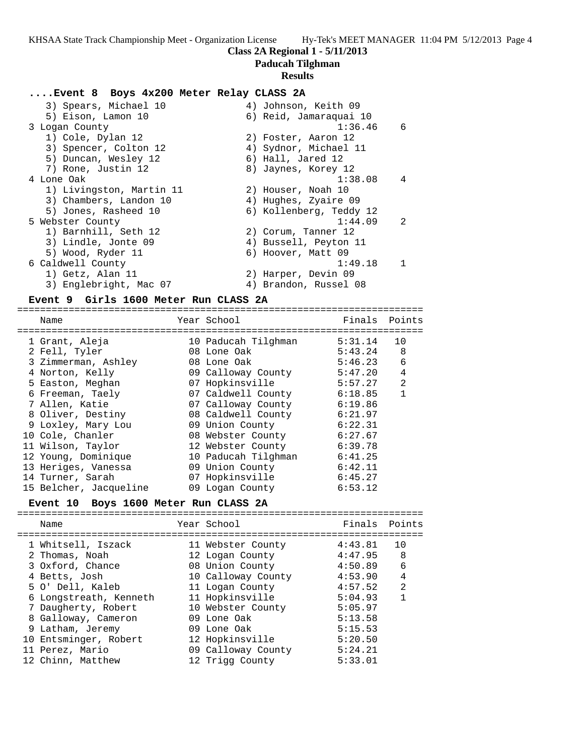## Class 2A Regional 1 - 5/11/2013

### Paducah Tilghman

### Results

### ....Event 8 Boys 4x200 Meter Relay CLASS 2A

```
   3) Spears, Michael 10              4) Johnson, Keith 09
   5) Eison, Lamon 10                 6) Reid, Jamaraquai 10
 3 Logan County                                 1:36.46    6
   1) Cole, Dylan 12                  2) Foster, Aaron 12
   3) Spencer, Colton 12              4) Sydnor, Michael 11
   5) Duncan, Wesley 12               6) Hall, Jared 12
   7) Rone, Justin 12                 8) Jaynes, Korey 12
 4 Lone Oak                                     1:38.08    4
   1) Livingston, Martin 11           2) Houser, Noah 10
   3) Chambers, Landon 10             4) Hughes, Zyaire 09
   5) Jones, Rasheed 10               6) Kollenberg, Teddy 12
 5 Webster County                               1:44.09    2
   1) Barnhill, Seth 12               2) Corum, Tanner 12
   3) Lindle, Jonte 09                4) Bussell, Peyton 11
   5) Wood, Ryder 11                  6) Hoover, Matt 09
 6 Caldwell County                              1:49.18    1
   1) Getz, Alan 11                   2) Harper, Devin 09
   3) Englebright, Mac 07             4) Brandon, Russel 08
```

### Event 9 Girls 1600 Meter Run CLASS 2A

| | Name | Year | School | Finals | Points |
|---|---|---|---|---|---|
| 1 | Grant, Aleja | 10 | Paducah Tilghman | 5:31.14 | 10 |
| 2 | Fell, Tyler | 08 | Lone Oak | 5:43.24 | 8 |
| 3 | Zimmerman, Ashley | 08 | Lone Oak | 5:46.23 | 6 |
| 4 | Norton, Kelly | 09 | Calloway County | 5:47.20 | 4 |
| 5 | Easton, Meghan | 07 | Hopkinsville | 5:57.27 | 2 |
| 6 | Freeman, Taely | 07 | Caldwell County | 6:18.85 | 1 |
| 7 | Allen, Katie | 07 | Calloway County | 6:19.86 | |
| 8 | Oliver, Destiny | 08 | Caldwell County | 6:21.97 | |
| 9 | Loxley, Mary Lou | 09 | Union County | 6:22.31 | |
| 10 | Cole, Chanler | 08 | Webster County | 6:27.67 | |
| 11 | Wilson, Taylor | 12 | Webster County | 6:39.78 | |
| 12 | Young, Dominique | 10 | Paducah Tilghman | 6:41.25 | |
| 13 | Heriges, Vanessa | 09 | Union County | 6:42.11 | |
| 14 | Turner, Sarah | 07 | Hopkinsville | 6:45.27 | |
| 15 | Belcher, Jacqueline | 09 | Logan County | 6:53.12 | |

### Event 10 Boys 1600 Meter Run CLASS 2A

| | Name | Year | School | Finals | Points |
|---|---|---|---|---|---|
| 1 | Whitsell, Iszack | 11 | Webster County | 4:43.81 | 10 |
| 2 | Thomas, Noah | 12 | Logan County | 4:47.95 | 8 |
| 3 | Oxford, Chance | 08 | Union County | 4:50.89 | 6 |
| 4 | Betts, Josh | 10 | Calloway County | 4:53.90 | 4 |
| 5 | O' Dell, Kaleb | 11 | Logan County | 4:57.52 | 2 |
| 6 | Longstreath, Kenneth | 11 | Hopkinsville | 5:04.93 | 1 |
| 7 | Daugherty, Robert | 10 | Webster County | 5:05.97 | |
| 8 | Galloway, Cameron | 09 | Lone Oak | 5:13.58 | |
| 9 | Latham, Jeremy | 09 | Lone Oak | 5:15.53 | |
| 10 | Entsminger, Robert | 12 | Hopkinsville | 5:20.50 | |
| 11 | Perez, Mario | 09 | Calloway County | 5:24.21 | |
| 12 | Chinn, Matthew | 12 | Trigg County | 5:33.01 | |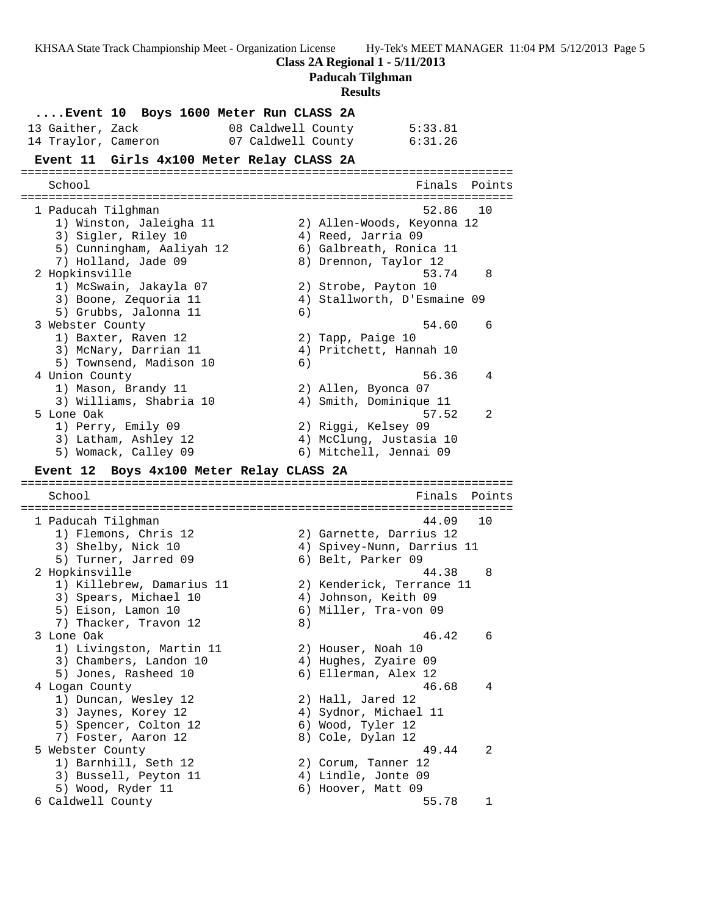**Class 2A Regional 1 - 5/11/2013**

**Paducah Tilghman**

**Results**

### ....Event 10 Boys 1600 Meter Run CLASS 2A

```
 13 Gaither, Zack             08 Caldwell County        5:33.81
 14 Traylor, Cameron          07 Caldwell County        6:31.26
```

### Event 11 Girls 4x100 Meter Relay CLASS 2A

```
=======================================================================
    School                                               Finals  Points
=======================================================================
  1 Paducah Tilghman                                      52.86   10
     1) Winston, Jaleigha 11            2) Allen-Woods, Keyonna 12
     3) Sigler, Riley 10                4) Reed, Jarria 09
     5) Cunningham, Aaliyah 12          6) Galbreath, Ronica 11
     7) Holland, Jade 09                8) Drennon, Taylor 12
  2 Hopkinsville                                          53.74    8
     1) McSwain, Jakayla 07             2) Strobe, Payton 10
     3) Boone, Zequoria 11              4) Stallworth, D'Esmaine 09
     5) Grubbs, Jalonna 11              6)
  3 Webster County                                        54.60    6
     1) Baxter, Raven 12                2) Tapp, Paige 10
     3) McNary, Darrian 11              4) Pritchett, Hannah 10
     5) Townsend, Madison 10            6)
  4 Union County                                          56.36    4
     1) Mason, Brandy 11                2) Allen, Byonca 07
     3) Williams, Shabria 10            4) Smith, Dominique 11
  5 Lone Oak                                              57.52    2
     1) Perry, Emily 09                 2) Riggi, Kelsey 09
     3) Latham, Ashley 12               4) McClung, Justasia 10
     5) Womack, Calley 09               6) Mitchell, Jennai 09
```

### Event 12 Boys 4x100 Meter Relay CLASS 2A

```
=======================================================================
    School                                               Finals  Points
=======================================================================
  1 Paducah Tilghman                                      44.09   10
     1) Flemons, Chris 12               2) Garnette, Darrius 12
     3) Shelby, Nick 10                 4) Spivey-Nunn, Darrius 11
     5) Turner, Jarred 09               6) Belt, Parker 09
  2 Hopkinsville                                          44.38    8
     1) Killebrew, Damarius 11          2) Kenderick, Terrance 11
     3) Spears, Michael 10              4) Johnson, Keith 09
     5) Eison, Lamon 10                 6) Miller, Tra-von 09
     7) Thacker, Travon 12              8)
  3 Lone Oak                                              46.42    6
     1) Livingston, Martin 11           2) Houser, Noah 10
     3) Chambers, Landon 10             4) Hughes, Zyaire 09
     5) Jones, Rasheed 10               6) Ellerman, Alex 12
  4 Logan County                                          46.68    4
     1) Duncan, Wesley 12               2) Hall, Jared 12
     3) Jaynes, Korey 12                4) Sydnor, Michael 11
     5) Spencer, Colton 12              6) Wood, Tyler 12
     7) Foster, Aaron 12                8) Cole, Dylan 12
  5 Webster County                                        49.44    2
     1) Barnhill, Seth 12               2) Corum, Tanner 12
     3) Bussell, Peyton 11              4) Lindle, Jonte 09
     5) Wood, Ryder 11                  6) Hoover, Matt 09
  6 Caldwell County                                       55.78    1
```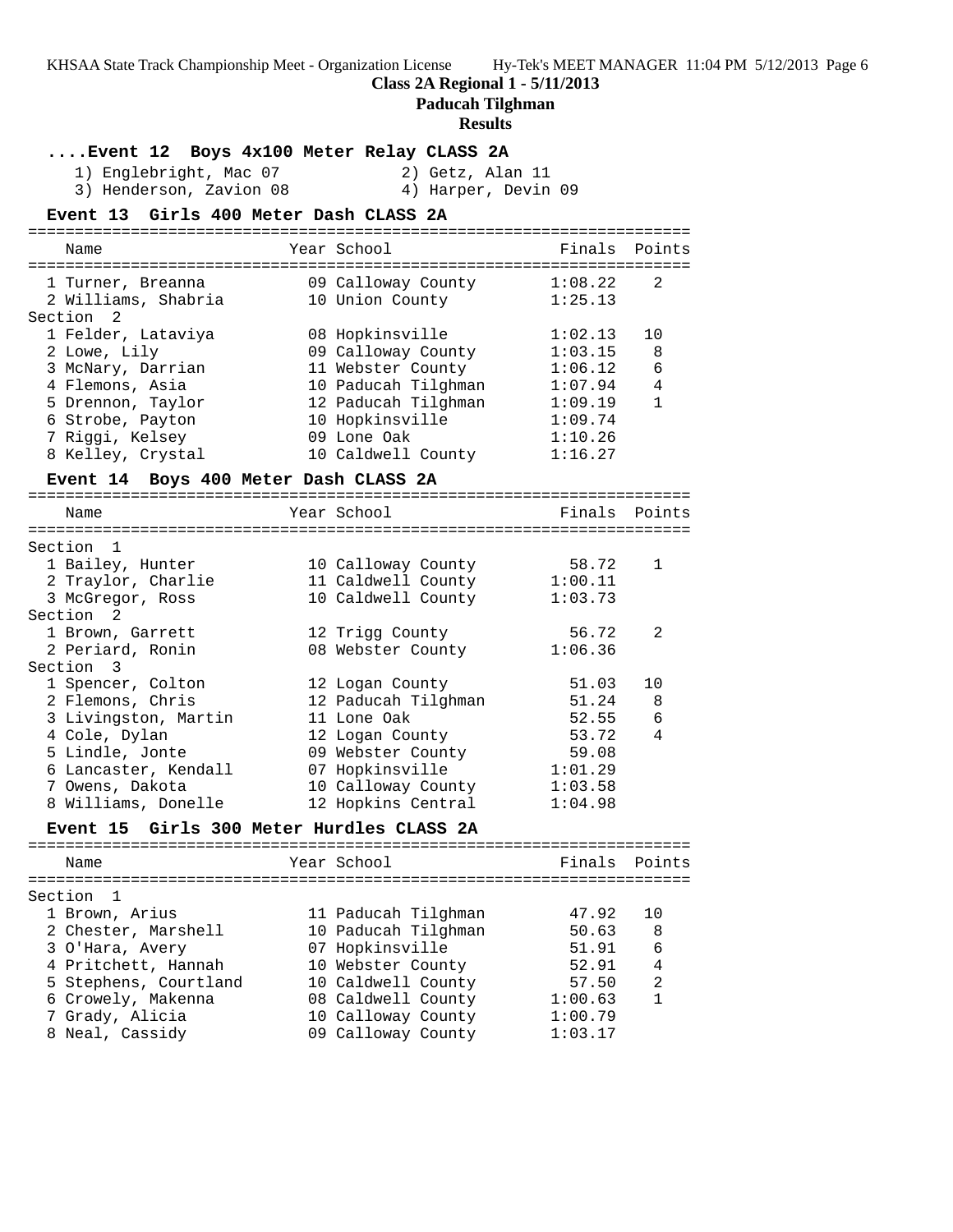**Class 2A Regional 1 - 5/11/2013**

**Paducah Tilghman**

**Results**

### ....Event 12 Boys 4x100 Meter Relay CLASS 2A

1) Englebright, Mac 07  2) Getz, Alan 11
3) Henderson, Zavion 08  4) Harper, Devin 09

### Event 13 Girls 400 Meter Dash CLASS 2A

| | Name | Year | School | Finals | Points |
|---|---|---|---|---|---|
| 1 | Turner, Breanna | 09 | Calloway County | 1:08.22 | 2 |
| 2 | Williams, Shabria | 10 | Union County | 1:25.13 | |
| **Section 2** | | | | | |
| 1 | Felder, Lataviya | 08 | Hopkinsville | 1:02.13 | 10 |
| 2 | Lowe, Lily | 09 | Calloway County | 1:03.15 | 8 |
| 3 | McNary, Darrian | 11 | Webster County | 1:06.12 | 6 |
| 4 | Flemons, Asia | 10 | Paducah Tilghman | 1:07.94 | 4 |
| 5 | Drennon, Taylor | 12 | Paducah Tilghman | 1:09.19 | 1 |
| 6 | Strobe, Payton | 10 | Hopkinsville | 1:09.74 | |
| 7 | Riggi, Kelsey | 09 | Lone Oak | 1:10.26 | |
| 8 | Kelley, Crystal | 10 | Caldwell County | 1:16.27 | |

### Event 14 Boys 400 Meter Dash CLASS 2A

| | Name | Year | School | Finals | Points |
|---|---|---|---|---|---|
| **Section 1** | | | | | |
| 1 | Bailey, Hunter | 10 | Calloway County | 58.72 | 1 |
| 2 | Traylor, Charlie | 11 | Caldwell County | 1:00.11 | |
| 3 | McGregor, Ross | 10 | Caldwell County | 1:03.73 | |
| **Section 2** | | | | | |
| 1 | Brown, Garrett | 12 | Trigg County | 56.72 | 2 |
| 2 | Periard, Ronin | 08 | Webster County | 1:06.36 | |
| **Section 3** | | | | | |
| 1 | Spencer, Colton | 12 | Logan County | 51.03 | 10 |
| 2 | Flemons, Chris | 12 | Paducah Tilghman | 51.24 | 8 |
| 3 | Livingston, Martin | 11 | Lone Oak | 52.55 | 6 |
| 4 | Cole, Dylan | 12 | Logan County | 53.72 | 4 |
| 5 | Lindle, Jonte | 09 | Webster County | 59.08 | |
| 6 | Lancaster, Kendall | 07 | Hopkinsville | 1:01.29 | |
| 7 | Owens, Dakota | 10 | Calloway County | 1:03.58 | |
| 8 | Williams, Donelle | 12 | Hopkins Central | 1:04.98 | |

### Event 15 Girls 300 Meter Hurdles CLASS 2A

| | Name | Year | School | Finals | Points |
|---|---|---|---|---|---|
| **Section 1** | | | | | |
| 1 | Brown, Arius | 11 | Paducah Tilghman | 47.92 | 10 |
| 2 | Chester, Marshell | 10 | Paducah Tilghman | 50.63 | 8 |
| 3 | O'Hara, Avery | 07 | Hopkinsville | 51.91 | 6 |
| 4 | Pritchett, Hannah | 10 | Webster County | 52.91 | 4 |
| 5 | Stephens, Courtland | 10 | Caldwell County | 57.50 | 2 |
| 6 | Crowely, Makenna | 08 | Caldwell County | 1:00.63 | 1 |
| 7 | Grady, Alicia | 10 | Calloway County | 1:00.79 | |
| 8 | Neal, Cassidy | 09 | Calloway County | 1:03.17 | |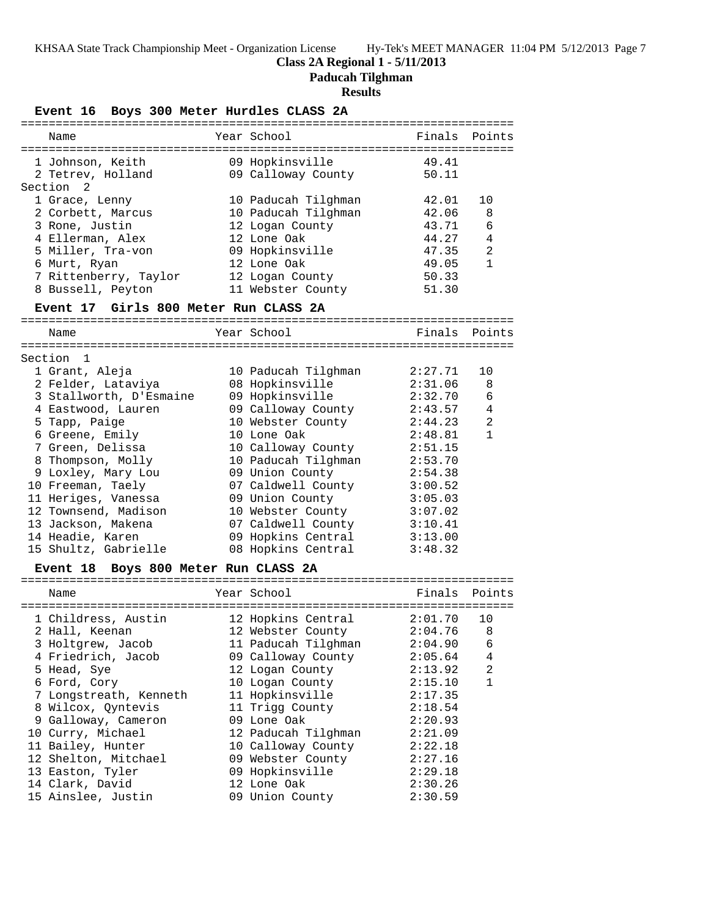**Class 2A Regional 1 - 5/11/2013**

**Paducah Tilghman**

**Results**

### Event 16 Boys 300 Meter Hurdles CLASS 2A

| | Name | Year | School | Finals | Points |
|---|---|---|---|---|---|
| 1 | Johnson, Keith | 09 | Hopkinsville | 49.41 | |
| 2 | Tetrev, Holland | 09 | Calloway County | 50.11 | |
| **Section 2** | | | | | |
| 1 | Grace, Lenny | 10 | Paducah Tilghman | 42.01 | 10 |
| 2 | Corbett, Marcus | 10 | Paducah Tilghman | 42.06 | 8 |
| 3 | Rone, Justin | 12 | Logan County | 43.71 | 6 |
| 4 | Ellerman, Alex | 12 | Lone Oak | 44.27 | 4 |
| 5 | Miller, Tra-von | 09 | Hopkinsville | 47.35 | 2 |
| 6 | Murt, Ryan | 12 | Lone Oak | 49.05 | 1 |
| 7 | Rittenberry, Taylor | 12 | Logan County | 50.33 | |
| 8 | Bussell, Peyton | 11 | Webster County | 51.30 | |

### Event 17 Girls 800 Meter Run CLASS 2A

| | Name | Year | School | Finals | Points |
|---|---|---|---|---|---|
| **Section 1** | | | | | |
| 1 | Grant, Aleja | 10 | Paducah Tilghman | 2:27.71 | 10 |
| 2 | Felder, Lataviya | 08 | Hopkinsville | 2:31.06 | 8 |
| 3 | Stallworth, D'Esmaine | 09 | Hopkinsville | 2:32.70 | 6 |
| 4 | Eastwood, Lauren | 09 | Calloway County | 2:43.57 | 4 |
| 5 | Tapp, Paige | 10 | Webster County | 2:44.23 | 2 |
| 6 | Greene, Emily | 10 | Lone Oak | 2:48.81 | 1 |
| 7 | Green, Delissa | 10 | Calloway County | 2:51.15 | |
| 8 | Thompson, Molly | 10 | Paducah Tilghman | 2:53.70 | |
| 9 | Loxley, Mary Lou | 09 | Union County | 2:54.38 | |
| 10 | Freeman, Taely | 07 | Caldwell County | 3:00.52 | |
| 11 | Heriges, Vanessa | 09 | Union County | 3:05.03 | |
| 12 | Townsend, Madison | 10 | Webster County | 3:07.02 | |
| 13 | Jackson, Makena | 07 | Caldwell County | 3:10.41 | |
| 14 | Headie, Karen | 09 | Hopkins Central | 3:13.00 | |
| 15 | Shultz, Gabrielle | 08 | Hopkins Central | 3:48.32 | |

### Event 18 Boys 800 Meter Run CLASS 2A

| | Name | Year | School | Finals | Points |
|---|---|---|---|---|---|
| 1 | Childress, Austin | 12 | Hopkins Central | 2:01.70 | 10 |
| 2 | Hall, Keenan | 12 | Webster County | 2:04.76 | 8 |
| 3 | Holtgrew, Jacob | 11 | Paducah Tilghman | 2:04.90 | 6 |
| 4 | Friedrich, Jacob | 09 | Calloway County | 2:05.64 | 4 |
| 5 | Head, Sye | 12 | Logan County | 2:13.92 | 2 |
| 6 | Ford, Cory | 10 | Logan County | 2:15.10 | 1 |
| 7 | Longstreath, Kenneth | 11 | Hopkinsville | 2:17.35 | |
| 8 | Wilcox, Qyntevis | 11 | Trigg County | 2:18.54 | |
| 9 | Galloway, Cameron | 09 | Lone Oak | 2:20.93 | |
| 10 | Curry, Michael | 12 | Paducah Tilghman | 2:21.09 | |
| 11 | Bailey, Hunter | 10 | Calloway County | 2:22.18 | |
| 12 | Shelton, Mitchael | 09 | Webster County | 2:27.16 | |
| 13 | Easton, Tyler | 09 | Hopkinsville | 2:29.18 | |
| 14 | Clark, David | 12 | Lone Oak | 2:30.26 | |
| 15 | Ainslee, Justin | 09 | Union County | 2:30.59 | |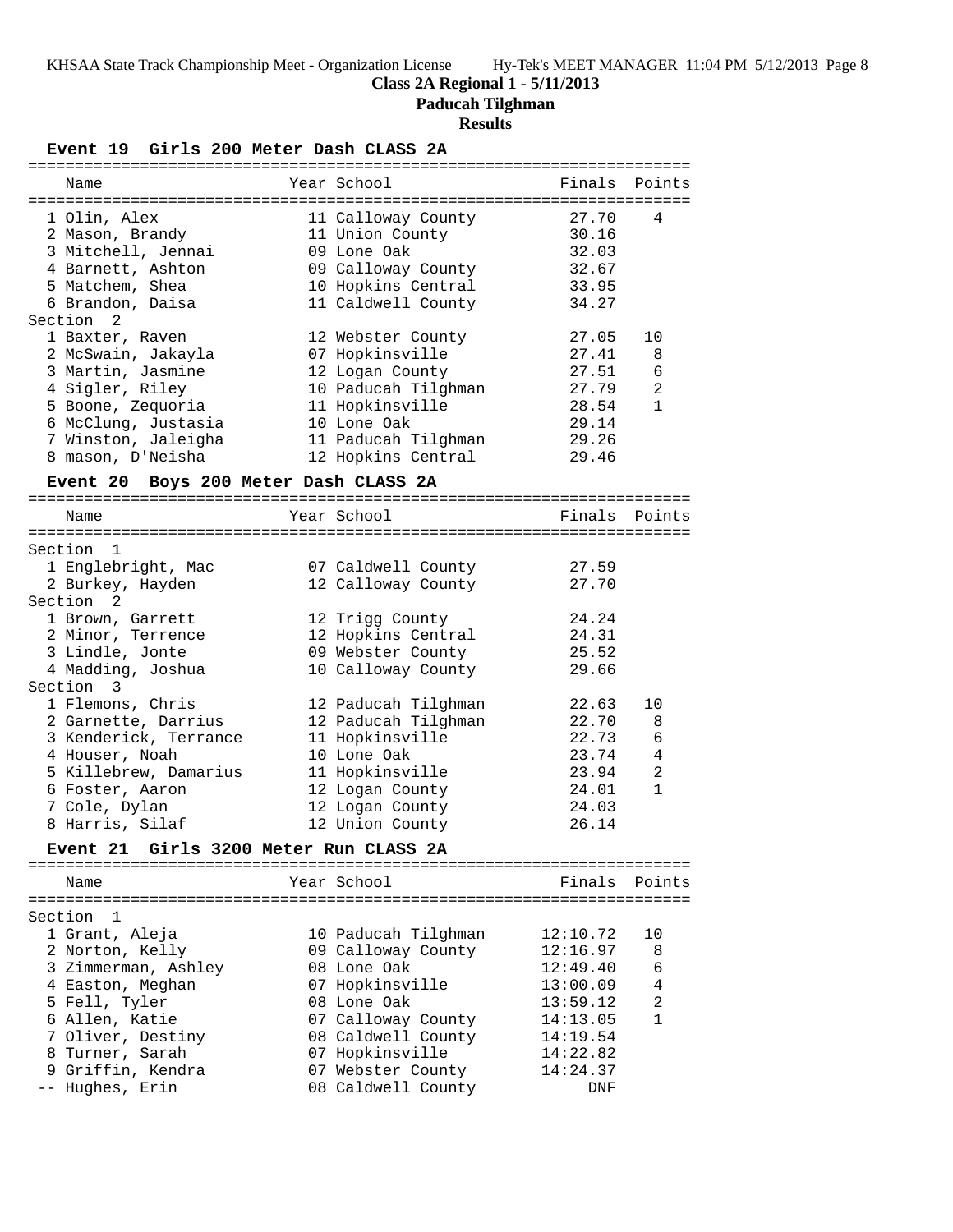**Class 2A Regional 1 - 5/11/2013**

**Paducah Tilghman**

**Results**

### Event 19 Girls 200 Meter Dash CLASS 2A

| Name | Year | School | Finals | Points |
|---|---|---|---|---|
| 1 Olin, Alex | 11 | Calloway County | 27.70 | 4 |
| 2 Mason, Brandy | 11 | Union County | 30.16 | |
| 3 Mitchell, Jennai | 09 | Lone Oak | 32.03 | |
| 4 Barnett, Ashton | 09 | Calloway County | 32.67 | |
| 5 Matchem, Shea | 10 | Hopkins Central | 33.95 | |
| 6 Brandon, Daisa | 11 | Caldwell County | 34.27 | |
| **Section 2** | | | | |
| 1 Baxter, Raven | 12 | Webster County | 27.05 | 10 |
| 2 McSwain, Jakayla | 07 | Hopkinsville | 27.41 | 8 |
| 3 Martin, Jasmine | 12 | Logan County | 27.51 | 6 |
| 4 Sigler, Riley | 10 | Paducah Tilghman | 27.79 | 2 |
| 5 Boone, Zequoria | 11 | Hopkinsville | 28.54 | 1 |
| 6 McClung, Justasia | 10 | Lone Oak | 29.14 | |
| 7 Winston, Jaleigha | 11 | Paducah Tilghman | 29.26 | |
| 8 mason, D'Neisha | 12 | Hopkins Central | 29.46 | |

### Event 20 Boys 200 Meter Dash CLASS 2A

| Name | Year | School | Finals | Points |
|---|---|---|---|---|
| **Section 1** | | | | |
| 1 Englebright, Mac | 07 | Caldwell County | 27.59 | |
| 2 Burkey, Hayden | 12 | Calloway County | 27.70 | |
| **Section 2** | | | | |
| 1 Brown, Garrett | 12 | Trigg County | 24.24 | |
| 2 Minor, Terrence | 12 | Hopkins Central | 24.31 | |
| 3 Lindle, Jonte | 09 | Webster County | 25.52 | |
| 4 Madding, Joshua | 10 | Calloway County | 29.66 | |
| **Section 3** | | | | |
| 1 Flemons, Chris | 12 | Paducah Tilghman | 22.63 | 10 |
| 2 Garnette, Darrius | 12 | Paducah Tilghman | 22.70 | 8 |
| 3 Kenderick, Terrance | 11 | Hopkinsville | 22.73 | 6 |
| 4 Houser, Noah | 10 | Lone Oak | 23.74 | 4 |
| 5 Killebrew, Damarius | 11 | Hopkinsville | 23.94 | 2 |
| 6 Foster, Aaron | 12 | Logan County | 24.01 | 1 |
| 7 Cole, Dylan | 12 | Logan County | 24.03 | |
| 8 Harris, Silaf | 12 | Union County | 26.14 | |

### Event 21 Girls 3200 Meter Run CLASS 2A

| Name | Year | School | Finals | Points |
|---|---|---|---|---|
| **Section 1** | | | | |
| 1 Grant, Aleja | 10 | Paducah Tilghman | 12:10.72 | 10 |
| 2 Norton, Kelly | 09 | Calloway County | 12:16.97 | 8 |
| 3 Zimmerman, Ashley | 08 | Lone Oak | 12:49.40 | 6 |
| 4 Easton, Meghan | 07 | Hopkinsville | 13:00.09 | 4 |
| 5 Fell, Tyler | 08 | Lone Oak | 13:59.12 | 2 |
| 6 Allen, Katie | 07 | Calloway County | 14:13.05 | 1 |
| 7 Oliver, Destiny | 08 | Caldwell County | 14:19.54 | |
| 8 Turner, Sarah | 07 | Hopkinsville | 14:22.82 | |
| 9 Griffin, Kendra | 07 | Webster County | 14:24.37 | |
| -- Hughes, Erin | 08 | Caldwell County | DNF | |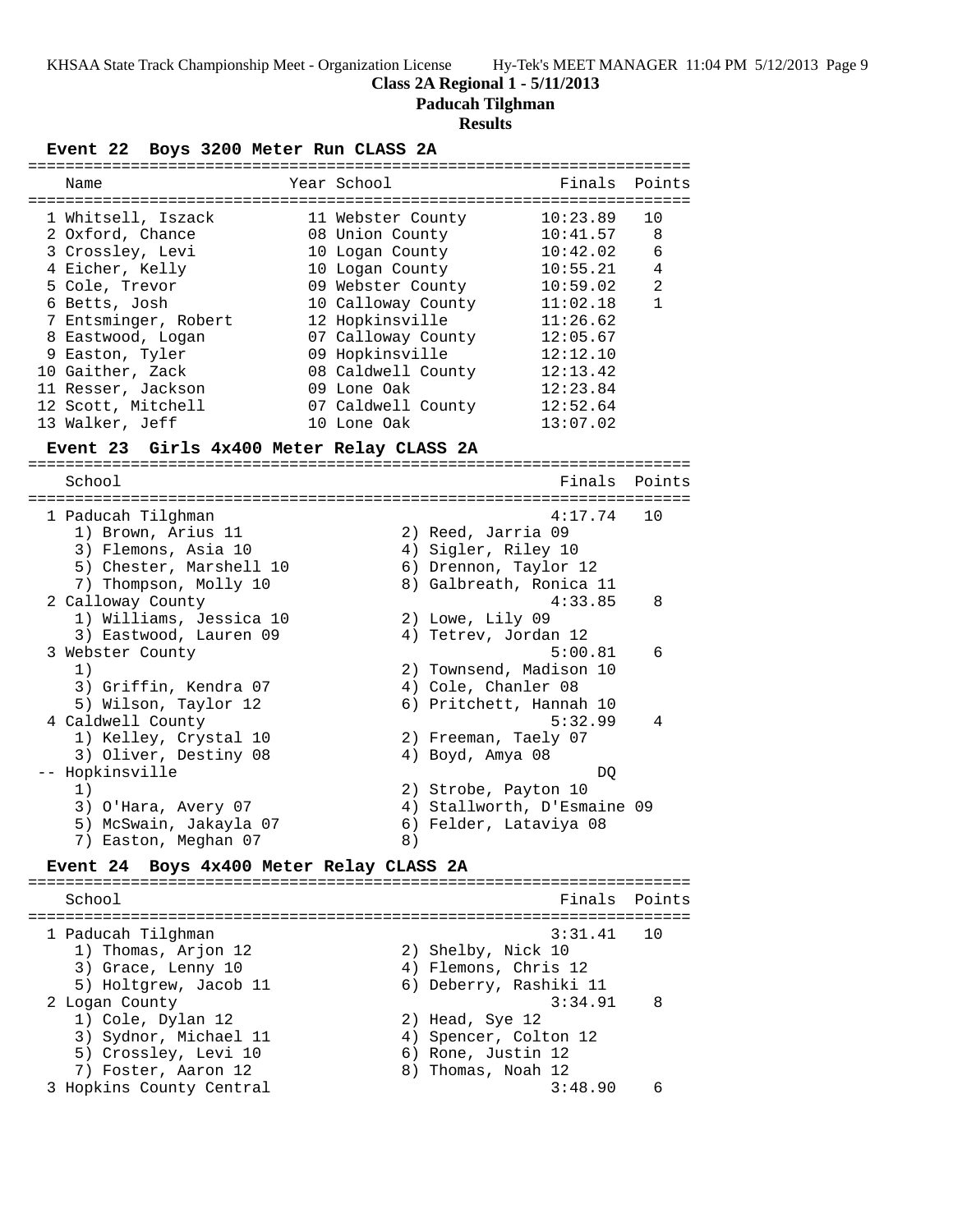## Class 2A Regional 1 - 5/11/2013

## Paducah Tilghman

## Results

### Event 22 Boys 3200 Meter Run CLASS 2A

| Name | Year | School | Finals | Points |
|---|---|---|---|---|
| 1 Whitsell, Iszack | 11 | Webster County | 10:23.89 | 10 |
| 2 Oxford, Chance | 08 | Union County | 10:41.57 | 8 |
| 3 Crossley, Levi | 10 | Logan County | 10:42.02 | 6 |
| 4 Eicher, Kelly | 10 | Logan County | 10:55.21 | 4 |
| 5 Cole, Trevor | 09 | Webster County | 10:59.02 | 2 |
| 6 Betts, Josh | 10 | Calloway County | 11:02.18 | 1 |
| 7 Entsminger, Robert | 12 | Hopkinsville | 11:26.62 | |
| 8 Eastwood, Logan | 07 | Calloway County | 12:05.67 | |
| 9 Easton, Tyler | 09 | Hopkinsville | 12:12.10 | |
| 10 Gaither, Zack | 08 | Caldwell County | 12:13.42 | |
| 11 Resser, Jackson | 09 | Lone Oak | 12:23.84 | |
| 12 Scott, Mitchell | 07 | Caldwell County | 12:52.64 | |
| 13 Walker, Jeff | 10 | Lone Oak | 13:07.02 | |

### Event 23 Girls 4x400 Meter Relay CLASS 2A

| School | Finals | Points |
|---|---|---|
| 1 Paducah Tilghman | 4:17.74 | 10 |
| 1) Brown, Arius 11; 2) Reed, Jarria 09; 3) Flemons, Asia 10; 4) Sigler, Riley 10; 5) Chester, Marshell 10; 6) Drennon, Taylor 12; 7) Thompson, Molly 10; 8) Galbreath, Ronica 11 | | |
| 2 Calloway County | 4:33.85 | 8 |
| 1) Williams, Jessica 10; 2) Lowe, Lily 09; 3) Eastwood, Lauren 09; 4) Tetrev, Jordan 12 | | |
| 3 Webster County | 5:00.81 | 6 |
| 1); 2) Townsend, Madison 10; 3) Griffin, Kendra 07; 4) Cole, Chanler 08; 5) Wilson, Taylor 12; 6) Pritchett, Hannah 10 | | |
| 4 Caldwell County | 5:32.99 | 4 |
| 1) Kelley, Crystal 10; 2) Freeman, Taely 07; 3) Oliver, Destiny 08; 4) Boyd, Amya 08 | | |
| -- Hopkinsville | DQ | |
| 1); 2) Strobe, Payton 10; 3) O'Hara, Avery 07; 4) Stallworth, D'Esmaine 09; 5) McSwain, Jakayla 07; 6) Felder, Lataviya 08; 7) Easton, Meghan 07; 8) | | |

### Event 24 Boys 4x400 Meter Relay CLASS 2A

| School | Finals | Points |
|---|---|---|
| 1 Paducah Tilghman | 3:31.41 | 10 |
| 1) Thomas, Arjon 12; 2) Shelby, Nick 10; 3) Grace, Lenny 10; 4) Flemons, Chris 12; 5) Holtgrew, Jacob 11; 6) Deberry, Rashiki 11 | | |
| 2 Logan County | 3:34.91 | 8 |
| 1) Cole, Dylan 12; 2) Head, Sye 12; 3) Sydnor, Michael 11; 4) Spencer, Colton 12; 5) Crossley, Levi 10; 6) Rone, Justin 12; 7) Foster, Aaron 12; 8) Thomas, Noah 12 | | |
| 3 Hopkins County Central | 3:48.90 | 6 |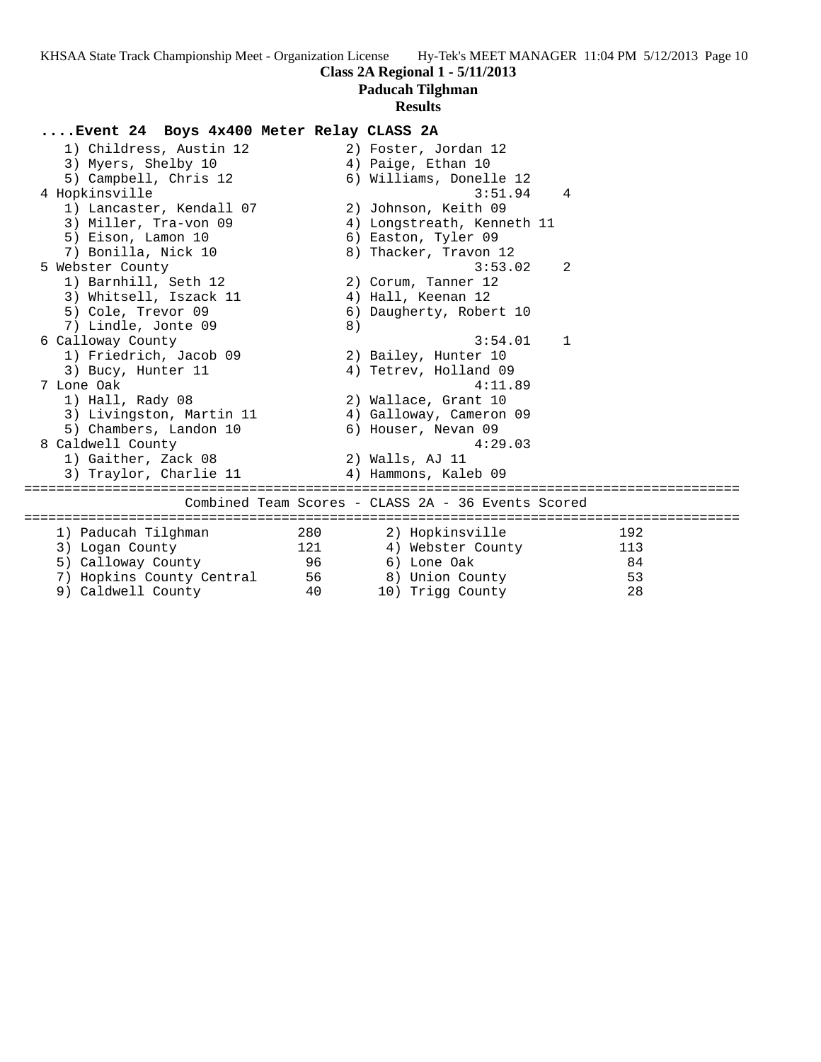**Class 2A Regional 1 - 5/11/2013**

**Paducah Tilghman**

**Results**

### ....Event 24 Boys 4x400 Meter Relay CLASS 2A

```
   1) Childress, Austin 12           2) Foster, Jordan 12
   3) Myers, Shelby 10               4) Paige, Ethan 10
   5) Campbell, Chris 12             6) Williams, Donelle 12
 4 Hopkinsville                                3:51.94    4
   1) Lancaster, Kendall 07          2) Johnson, Keith 09
   3) Miller, Tra-von 09             4) Longstreath, Kenneth 11
   5) Eison, Lamon 10                6) Easton, Tyler 09
   7) Bonilla, Nick 10               8) Thacker, Travon 12
 5 Webster County                              3:53.02    2
   1) Barnhill, Seth 12              2) Corum, Tanner 12
   3) Whitsell, Iszack 11            4) Hall, Keenan 12
   5) Cole, Trevor 09                6) Daugherty, Robert 10
   7) Lindle, Jonte 09               8)
 6 Calloway County                             3:54.01    1
   1) Friedrich, Jacob 09            2) Bailey, Hunter 10
   3) Bucy, Hunter 11                4) Tetrev, Holland 09
 7 Lone Oak                                    4:11.89
   1) Hall, Rady 08                  2) Wallace, Grant 10
   3) Livingston, Martin 11          4) Galloway, Cameron 09
   5) Chambers, Landon 10            6) Houser, Nevan 09
 8 Caldwell County                             4:29.03
   1) Gaither, Zack 08               2) Walls, AJ 11
   3) Traylor, Charlie 11            4) Hammons, Kaleb 09
```

### Combined Team Scores - CLASS 2A - 36 Events Scored

| | | | |
|---|---|---|---|
| 1) Paducah Tilghman | 280 | 2) Hopkinsville | 192 |
| 3) Logan County | 121 | 4) Webster County | 113 |
| 5) Calloway County | 96 | 6) Lone Oak | 84 |
| 7) Hopkins County Central | 56 | 8) Union County | 53 |
| 9) Caldwell County | 40 | 10) Trigg County | 28 |